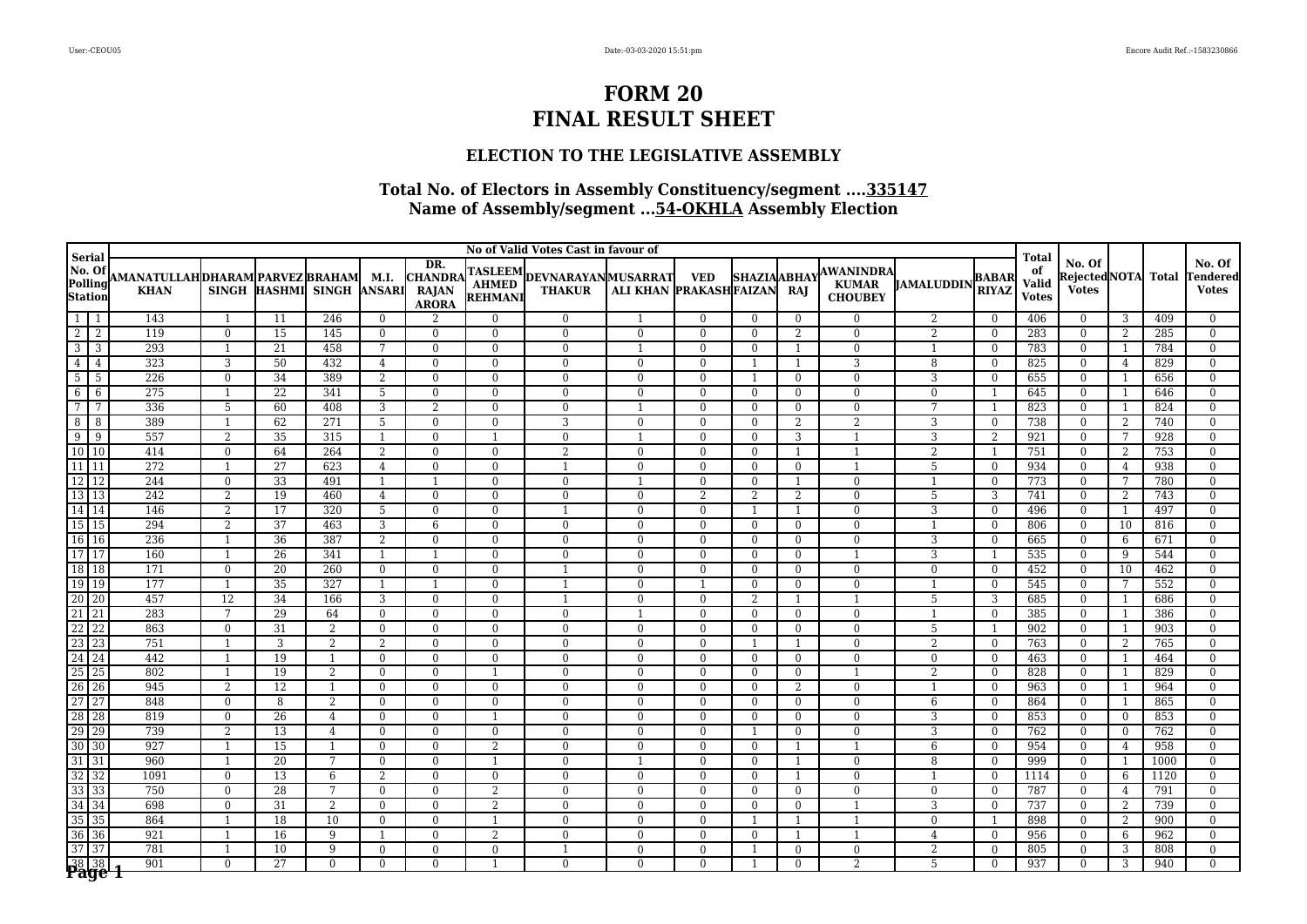# FORM 20
# FINAL RESULT SHEET

## ELECTION TO THE LEGISLATIVE ASSEMBLY

### Total No. of Electors in Assembly Constituency/segment ....335147
### Name of Assembly/segment ...54-OKHLA Assembly Election

| Serial No. Of Polling Station | | No of Valid Votes Cast in favour of | | | | | | | | | | | | | | | Total of Valid Votes | No. Of Rejected Votes | NOTA | Total | No. Of Tendered Votes |
|---|---|---|---|---|---|---|---|---|---|---|---|---|---|---|---|---|---|---|---|---|---|
| | | AMANATULLAH KHAN | DHARAM SINGH | PARVEZ HASHMI | BRAHAM SINGH | M.I. ANSARI | DR. CHANDRA RAJAN ARORA | TASLEEM AHMED REHMANI | DEVNARAYAN THAKUR | MUSARRAT ALI KHAN | VED PRAKASH | SHAZIA FAIZAN | ABHAY RAJ | AWANINDRA KUMAR CHOUBEY | JAMALUDDIN | BABAR RIYAZ | | | | | |
| 1 | 1 | 143 | 1 | 11 | 246 | 0 | 2 | 0 | 0 | 1 | 0 | 0 | 0 | 0 | 2 | 0 | 406 | 0 | 3 | 409 | 0 |
| 2 | 2 | 119 | 0 | 15 | 145 | 0 | 0 | 0 | 0 | 0 | 0 | 0 | 2 | 0 | 2 | 0 | 283 | 0 | 2 | 285 | 0 |
| 3 | 3 | 293 | 1 | 21 | 458 | 7 | 0 | 0 | 0 | 1 | 0 | 0 | 1 | 0 | 1 | 0 | 783 | 0 | 1 | 784 | 0 |
| 4 | 4 | 323 | 3 | 50 | 432 | 4 | 0 | 0 | 0 | 0 | 0 | 1 | 1 | 3 | 8 | 0 | 825 | 0 | 4 | 829 | 0 |
| 5 | 5 | 226 | 0 | 34 | 389 | 2 | 0 | 0 | 0 | 0 | 0 | 1 | 0 | 0 | 3 | 0 | 655 | 0 | 1 | 656 | 0 |
| 6 | 6 | 275 | 1 | 22 | 341 | 5 | 0 | 0 | 0 | 0 | 0 | 0 | 0 | 0 | 0 | 1 | 645 | 0 | 1 | 646 | 0 |
| 7 | 7 | 336 | 5 | 60 | 408 | 3 | 2 | 0 | 0 | 1 | 0 | 0 | 0 | 0 | 7 | 1 | 823 | 0 | 1 | 824 | 0 |
| 8 | 8 | 389 | 1 | 62 | 271 | 5 | 0 | 0 | 3 | 0 | 0 | 0 | 2 | 2 | 3 | 0 | 738 | 0 | 2 | 740 | 0 |
| 9 | 9 | 557 | 2 | 35 | 315 | 1 | 0 | 1 | 0 | 1 | 0 | 0 | 3 | 1 | 3 | 2 | 921 | 0 | 7 | 928 | 0 |
| 10 | 10 | 414 | 0 | 64 | 264 | 2 | 0 | 0 | 2 | 0 | 0 | 0 | 1 | 1 | 2 | 1 | 751 | 0 | 2 | 753 | 0 |
| 11 | 11 | 272 | 1 | 27 | 623 | 4 | 0 | 0 | 1 | 0 | 0 | 0 | 0 | 1 | 5 | 0 | 934 | 0 | 4 | 938 | 0 |
| 12 | 12 | 244 | 0 | 33 | 491 | 1 | 1 | 0 | 0 | 1 | 0 | 0 | 1 | 0 | 1 | 0 | 773 | 0 | 7 | 780 | 0 |
| 13 | 13 | 242 | 2 | 19 | 460 | 4 | 0 | 0 | 0 | 0 | 2 | 2 | 2 | 0 | 5 | 3 | 741 | 0 | 2 | 743 | 0 |
| 14 | 14 | 146 | 2 | 17 | 320 | 5 | 0 | 0 | 1 | 0 | 0 | 1 | 1 | 0 | 3 | 0 | 496 | 0 | 1 | 497 | 0 |
| 15 | 15 | 294 | 2 | 37 | 463 | 3 | 6 | 0 | 0 | 0 | 0 | 0 | 0 | 0 | 1 | 0 | 806 | 0 | 10 | 816 | 0 |
| 16 | 16 | 236 | 1 | 36 | 387 | 2 | 0 | 0 | 0 | 0 | 0 | 0 | 0 | 0 | 3 | 0 | 665 | 0 | 6 | 671 | 0 |
| 17 | 17 | 160 | 1 | 26 | 341 | 1 | 1 | 0 | 0 | 0 | 0 | 0 | 0 | 1 | 3 | 1 | 535 | 0 | 9 | 544 | 0 |
| 18 | 18 | 171 | 0 | 20 | 260 | 0 | 0 | 0 | 1 | 0 | 0 | 0 | 0 | 0 | 0 | 0 | 452 | 0 | 10 | 462 | 0 |
| 19 | 19 | 177 | 1 | 35 | 327 | 1 | 1 | 0 | 1 | 0 | 1 | 0 | 0 | 0 | 1 | 0 | 545 | 0 | 7 | 552 | 0 |
| 20 | 20 | 457 | 12 | 34 | 166 | 3 | 0 | 0 | 1 | 0 | 0 | 2 | 1 | 1 | 5 | 3 | 685 | 0 | 1 | 686 | 0 |
| 21 | 21 | 283 | 7 | 29 | 64 | 0 | 0 | 0 | 0 | 1 | 0 | 0 | 0 | 0 | 1 | 0 | 385 | 0 | 1 | 386 | 0 |
| 22 | 22 | 863 | 0 | 31 | 2 | 0 | 0 | 0 | 0 | 0 | 0 | 0 | 0 | 0 | 5 | 1 | 902 | 0 | 1 | 903 | 0 |
| 23 | 23 | 751 | 1 | 3 | 2 | 2 | 0 | 0 | 0 | 0 | 0 | 1 | 1 | 0 | 2 | 0 | 763 | 0 | 2 | 765 | 0 |
| 24 | 24 | 442 | 1 | 19 | 1 | 0 | 0 | 0 | 0 | 0 | 0 | 0 | 0 | 0 | 0 | 0 | 463 | 0 | 1 | 464 | 0 |
| 25 | 25 | 802 | 1 | 19 | 2 | 0 | 0 | 1 | 0 | 0 | 0 | 0 | 0 | 1 | 2 | 0 | 828 | 0 | 1 | 829 | 0 |
| 26 | 26 | 945 | 2 | 12 | 1 | 0 | 0 | 0 | 0 | 0 | 0 | 0 | 2 | 0 | 1 | 0 | 963 | 0 | 1 | 964 | 0 |
| 27 | 27 | 848 | 0 | 8 | 2 | 0 | 0 | 0 | 0 | 0 | 0 | 0 | 0 | 0 | 6 | 0 | 864 | 0 | 1 | 865 | 0 |
| 28 | 28 | 819 | 0 | 26 | 4 | 0 | 0 | 1 | 0 | 0 | 0 | 0 | 0 | 0 | 3 | 0 | 853 | 0 | 0 | 853 | 0 |
| 29 | 29 | 739 | 2 | 13 | 4 | 0 | 0 | 0 | 0 | 0 | 0 | 1 | 0 | 0 | 3 | 0 | 762 | 0 | 0 | 762 | 0 |
| 30 | 30 | 927 | 1 | 15 | 1 | 0 | 0 | 2 | 0 | 0 | 0 | 0 | 1 | 1 | 6 | 0 | 954 | 0 | 4 | 958 | 0 |
| 31 | 31 | 960 | 1 | 20 | 7 | 0 | 0 | 1 | 0 | 1 | 0 | 0 | 1 | 0 | 8 | 0 | 999 | 0 | 1 | 1000 | 0 |
| 32 | 32 | 1091 | 0 | 13 | 6 | 2 | 0 | 0 | 0 | 0 | 0 | 0 | 1 | 0 | 1 | 0 | 1114 | 0 | 6 | 1120 | 0 |
| 33 | 33 | 750 | 0 | 28 | 7 | 0 | 0 | 2 | 0 | 0 | 0 | 0 | 0 | 0 | 0 | 0 | 787 | 0 | 4 | 791 | 0 |
| 34 | 34 | 698 | 0 | 31 | 2 | 0 | 0 | 2 | 0 | 0 | 0 | 0 | 0 | 1 | 3 | 0 | 737 | 0 | 2 | 739 | 0 |
| 35 | 35 | 864 | 1 | 18 | 10 | 0 | 0 | 1 | 0 | 0 | 0 | 1 | 1 | 1 | 0 | 1 | 898 | 0 | 2 | 900 | 0 |
| 36 | 36 | 921 | 1 | 16 | 9 | 1 | 0 | 2 | 0 | 0 | 0 | 0 | 1 | 1 | 4 | 0 | 956 | 0 | 6 | 962 | 0 |
| 37 | 37 | 781 | 1 | 10 | 9 | 0 | 0 | 0 | 1 | 0 | 0 | 1 | 0 | 0 | 2 | 0 | 805 | 0 | 3 | 808 | 0 |
| 38 | 38 | 901 | 0 | 27 | 0 | 0 | 0 | 1 | 0 | 0 | 0 | 1 | 0 | 2 | 5 | 0 | 937 | 0 | 3 | 940 | 0 |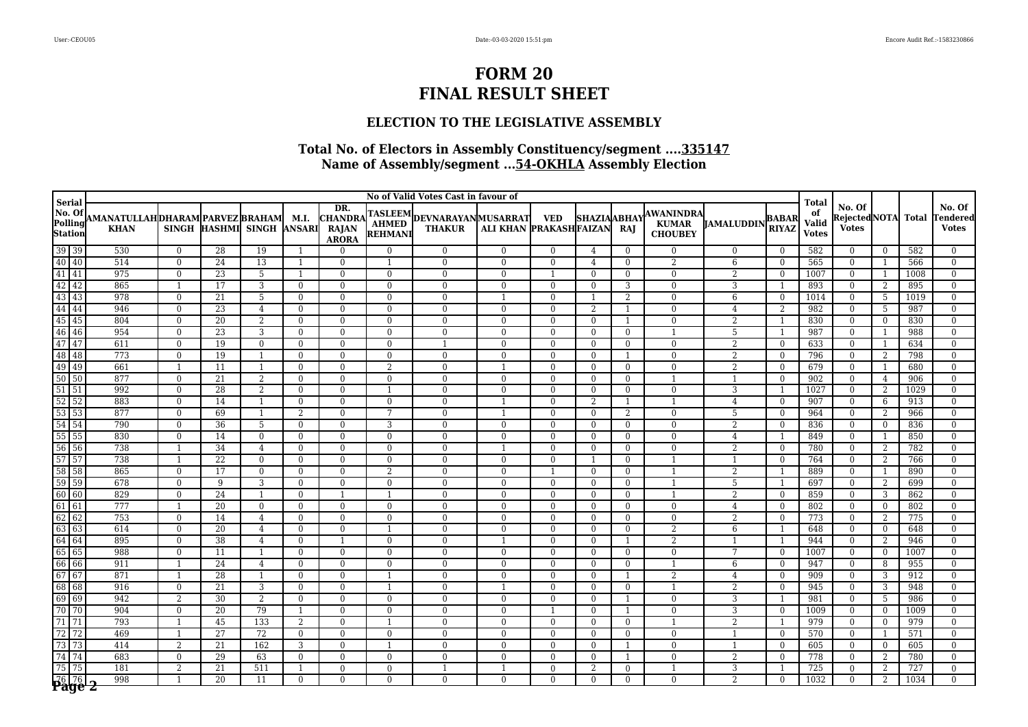# FORM 20
# FINAL RESULT SHEET

## ELECTION TO THE LEGISLATIVE ASSEMBLY

### Total No. of Electors in Assembly Constituency/segment ....335147
### Name of Assembly/segment ...54-OKHLA Assembly Election

| Serial No. Of Polling Station | | No of Valid Votes Cast in favour of | | | | | | | | | | | | | | | Total of Valid Votes | No. Of Rejected Votes | NOTA | Total | No. Of Tendered Votes |
|---|---|---|---|---|---|---|---|---|---|---|---|---|---|---|---|---|---|---|---|---|---|
| | | AMANATULLAH KHAN | DHARAM SINGH | PARVEZ HASHMI | BRAHAM SINGH | M.I. ANSARI | DR. CHANDRA RAJAN ARORA | TASLEEM AHMED REHMANI | DEVNARAYAN THAKUR | MUSARRAT ALI KHAN | VED PRAKASH | SHAZIA FAIZAN | ABHAY RAJ | AWANINDRA KUMAR CHOUBEY | JAMALUDDIN | BABAR RIYAZ | | | | | |
| 39 | 39 | 530 | 0 | 28 | 19 | 1 | 0 | 0 | 0 | 0 | 0 | 4 | 0 | 0 | 0 | 0 | 582 | 0 | 0 | 582 | 0 |
| 40 | 40 | 514 | 0 | 24 | 13 | 1 | 0 | 1 | 0 | 0 | 0 | 4 | 0 | 2 | 6 | 0 | 565 | 0 | 1 | 566 | 0 |
| 41 | 41 | 975 | 0 | 23 | 5 | 1 | 0 | 0 | 0 | 0 | 1 | 0 | 0 | 0 | 2 | 0 | 1007 | 0 | 1 | 1008 | 0 |
| 42 | 42 | 865 | 1 | 17 | 3 | 0 | 0 | 0 | 0 | 0 | 0 | 0 | 3 | 0 | 3 | 1 | 893 | 0 | 2 | 895 | 0 |
| 43 | 43 | 978 | 0 | 21 | 5 | 0 | 0 | 0 | 0 | 1 | 0 | 1 | 2 | 0 | 6 | 0 | 1014 | 0 | 5 | 1019 | 0 |
| 44 | 44 | 946 | 0 | 23 | 4 | 0 | 0 | 0 | 0 | 0 | 0 | 2 | 1 | 0 | 4 | 2 | 982 | 0 | 5 | 987 | 0 |
| 45 | 45 | 804 | 0 | 20 | 2 | 0 | 0 | 0 | 0 | 0 | 0 | 0 | 1 | 0 | 2 | 1 | 830 | 0 | 0 | 830 | 0 |
| 46 | 46 | 954 | 0 | 23 | 3 | 0 | 0 | 0 | 0 | 0 | 0 | 0 | 0 | 1 | 5 | 1 | 987 | 0 | 1 | 988 | 0 |
| 47 | 47 | 611 | 0 | 19 | 0 | 0 | 0 | 0 | 1 | 0 | 0 | 0 | 0 | 0 | 2 | 0 | 633 | 0 | 1 | 634 | 0 |
| 48 | 48 | 773 | 0 | 19 | 1 | 0 | 0 | 0 | 0 | 0 | 0 | 0 | 1 | 0 | 2 | 0 | 796 | 0 | 2 | 798 | 0 |
| 49 | 49 | 661 | 1 | 11 | 1 | 0 | 0 | 2 | 0 | 1 | 0 | 0 | 0 | 0 | 2 | 0 | 679 | 0 | 1 | 680 | 0 |
| 50 | 50 | 877 | 0 | 21 | 2 | 0 | 0 | 0 | 0 | 0 | 0 | 0 | 0 | 1 | 1 | 0 | 902 | 0 | 4 | 906 | 0 |
| 51 | 51 | 992 | 0 | 28 | 2 | 0 | 0 | 1 | 0 | 0 | 0 | 0 | 0 | 0 | 3 | 1 | 1027 | 0 | 2 | 1029 | 0 |
| 52 | 52 | 883 | 0 | 14 | 1 | 0 | 0 | 0 | 0 | 1 | 0 | 2 | 1 | 1 | 4 | 0 | 907 | 0 | 6 | 913 | 0 |
| 53 | 53 | 877 | 0 | 69 | 1 | 2 | 0 | 7 | 0 | 1 | 0 | 0 | 2 | 0 | 5 | 0 | 964 | 0 | 2 | 966 | 0 |
| 54 | 54 | 790 | 0 | 36 | 5 | 0 | 0 | 3 | 0 | 0 | 0 | 0 | 0 | 0 | 2 | 0 | 836 | 0 | 0 | 836 | 0 |
| 55 | 55 | 830 | 0 | 14 | 0 | 0 | 0 | 0 | 0 | 0 | 0 | 0 | 0 | 0 | 4 | 1 | 849 | 0 | 1 | 850 | 0 |
| 56 | 56 | 738 | 1 | 34 | 4 | 0 | 0 | 0 | 0 | 1 | 0 | 0 | 0 | 0 | 2 | 0 | 780 | 0 | 2 | 782 | 0 |
| 57 | 57 | 738 | 1 | 22 | 0 | 0 | 0 | 0 | 0 | 0 | 0 | 1 | 0 | 1 | 1 | 0 | 764 | 0 | 2 | 766 | 0 |
| 58 | 58 | 865 | 0 | 17 | 0 | 0 | 0 | 2 | 0 | 0 | 1 | 0 | 0 | 1 | 2 | 1 | 889 | 0 | 1 | 890 | 0 |
| 59 | 59 | 678 | 0 | 9 | 3 | 0 | 0 | 0 | 0 | 0 | 0 | 0 | 0 | 1 | 5 | 1 | 697 | 0 | 2 | 699 | 0 |
| 60 | 60 | 829 | 0 | 24 | 1 | 0 | 1 | 1 | 0 | 0 | 0 | 0 | 0 | 1 | 2 | 0 | 859 | 0 | 3 | 862 | 0 |
| 61 | 61 | 777 | 1 | 20 | 0 | 0 | 0 | 0 | 0 | 0 | 0 | 0 | 0 | 0 | 4 | 0 | 802 | 0 | 0 | 802 | 0 |
| 62 | 62 | 753 | 0 | 14 | 4 | 0 | 0 | 0 | 0 | 0 | 0 | 0 | 0 | 0 | 2 | 0 | 773 | 0 | 2 | 775 | 0 |
| 63 | 63 | 614 | 0 | 20 | 4 | 0 | 0 | 1 | 0 | 0 | 0 | 0 | 0 | 2 | 6 | 1 | 648 | 0 | 0 | 648 | 0 |
| 64 | 64 | 895 | 0 | 38 | 4 | 0 | 1 | 0 | 0 | 1 | 0 | 0 | 1 | 2 | 1 | 1 | 944 | 0 | 2 | 946 | 0 |
| 65 | 65 | 988 | 0 | 11 | 1 | 0 | 0 | 0 | 0 | 0 | 0 | 0 | 0 | 0 | 7 | 0 | 1007 | 0 | 0 | 1007 | 0 |
| 66 | 66 | 911 | 1 | 24 | 4 | 0 | 0 | 0 | 0 | 0 | 0 | 0 | 0 | 1 | 6 | 0 | 947 | 0 | 8 | 955 | 0 |
| 67 | 67 | 871 | 1 | 28 | 1 | 0 | 0 | 1 | 0 | 0 | 0 | 0 | 1 | 2 | 4 | 0 | 909 | 0 | 3 | 912 | 0 |
| 68 | 68 | 916 | 0 | 21 | 3 | 0 | 0 | 1 | 0 | 1 | 0 | 0 | 0 | 1 | 2 | 0 | 945 | 0 | 3 | 948 | 0 |
| 69 | 69 | 942 | 2 | 30 | 2 | 0 | 0 | 0 | 0 | 0 | 0 | 0 | 1 | 0 | 3 | 1 | 981 | 0 | 5 | 986 | 0 |
| 70 | 70 | 904 | 0 | 20 | 79 | 1 | 0 | 0 | 0 | 0 | 1 | 0 | 1 | 0 | 3 | 0 | 1009 | 0 | 0 | 1009 | 0 |
| 71 | 71 | 793 | 1 | 45 | 133 | 2 | 0 | 1 | 0 | 0 | 0 | 0 | 0 | 1 | 2 | 1 | 979 | 0 | 0 | 979 | 0 |
| 72 | 72 | 469 | 1 | 27 | 72 | 0 | 0 | 0 | 0 | 0 | 0 | 0 | 0 | 0 | 1 | 0 | 570 | 0 | 1 | 571 | 0 |
| 73 | 73 | 414 | 2 | 21 | 162 | 3 | 0 | 1 | 0 | 0 | 0 | 0 | 1 | 0 | 1 | 0 | 605 | 0 | 0 | 605 | 0 |
| 74 | 74 | 683 | 0 | 29 | 63 | 0 | 0 | 0 | 0 | 0 | 0 | 0 | 1 | 0 | 2 | 0 | 778 | 0 | 2 | 780 | 0 |
| 75 | 75 | 181 | 2 | 21 | 511 | 1 | 0 | 0 | 1 | 1 | 0 | 2 | 0 | 1 | 3 | 1 | 725 | 0 | 2 | 727 | 0 |
| 76 | 76 | 998 | 1 | 20 | 11 | 0 | 0 | 0 | 0 | 0 | 0 | 0 | 0 | 0 | 2 | 0 | 1032 | 0 | 2 | 1034 | 0 |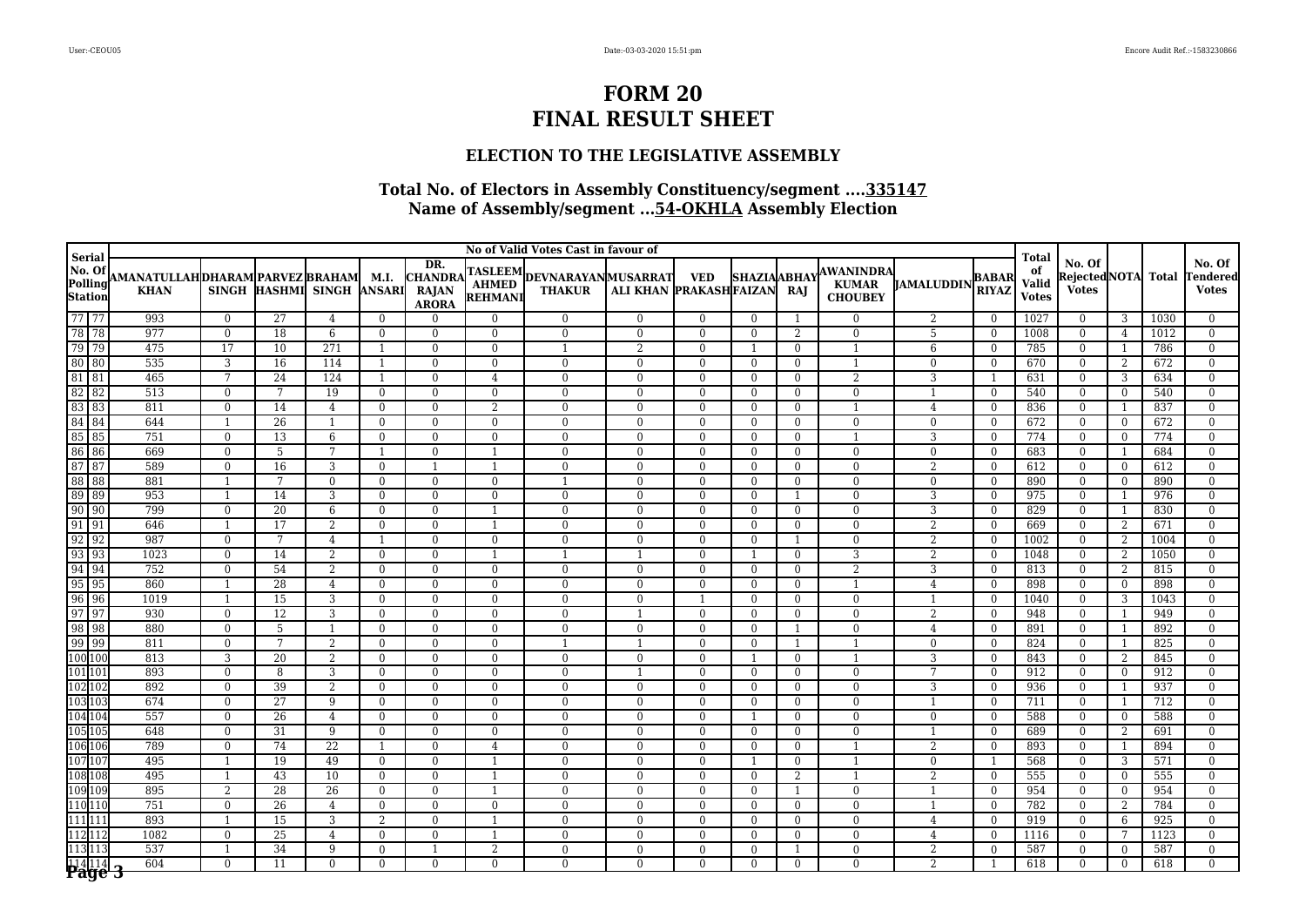# FORM 20
# FINAL RESULT SHEET

## ELECTION TO THE LEGISLATIVE ASSEMBLY

### Total No. of Electors in Assembly Constituency/segment ....335147
### Name of Assembly/segment ...54-OKHLA Assembly Election

| Serial No. Of Polling Station | | No of Valid Votes Cast in favour of | | | | | | | | | | | | | | | Total of Valid Votes | No. Of Rejected Votes | NOTA | Total | No. Of Tendered Votes |
|---|---|---|---|---|---|---|---|---|---|---|---|---|---|---|---|---|---|---|---|---|---|
| | | AMANATULLAH KHAN | DHARAM SINGH | PARVEZ HASHMI | BRAHAM SINGH | M.I. ANSARI | DR. CHANDRA RAJAN ARORA | TASLEEM AHMED REHMANI | DEVNARAYAN THAKUR | MUSARRAT ALI KHAN | VED PRAKASH | SHAZIA FAIZAN | ABHAY RAJ | AWANINDRA KUMAR CHOUBEY | JAMALUDDIN | BABAR RIYAZ | | | | | |
| 77 | 77 | 993 | 0 | 27 | 4 | 0 | 0 | 0 | 0 | 0 | 0 | 0 | 1 | 0 | 2 | 0 | 1027 | 0 | 3 | 1030 | 0 |
| 78 | 78 | 977 | 0 | 18 | 6 | 0 | 0 | 0 | 0 | 0 | 0 | 0 | 2 | 0 | 5 | 0 | 1008 | 0 | 4 | 1012 | 0 |
| 79 | 79 | 475 | 17 | 10 | 271 | 1 | 0 | 0 | 1 | 2 | 0 | 1 | 0 | 1 | 6 | 0 | 785 | 0 | 1 | 786 | 0 |
| 80 | 80 | 535 | 3 | 16 | 114 | 1 | 0 | 0 | 0 | 0 | 0 | 0 | 0 | 1 | 0 | 0 | 670 | 0 | 2 | 672 | 0 |
| 81 | 81 | 465 | 7 | 24 | 124 | 1 | 0 | 4 | 0 | 0 | 0 | 0 | 0 | 2 | 3 | 1 | 631 | 0 | 3 | 634 | 0 |
| 82 | 82 | 513 | 0 | 7 | 19 | 0 | 0 | 0 | 0 | 0 | 0 | 0 | 0 | 0 | 1 | 0 | 540 | 0 | 0 | 540 | 0 |
| 83 | 83 | 811 | 0 | 14 | 4 | 0 | 0 | 2 | 0 | 0 | 0 | 0 | 0 | 1 | 4 | 0 | 836 | 0 | 1 | 837 | 0 |
| 84 | 84 | 644 | 1 | 26 | 1 | 0 | 0 | 0 | 0 | 0 | 0 | 0 | 0 | 0 | 0 | 0 | 672 | 0 | 0 | 672 | 0 |
| 85 | 85 | 751 | 0 | 13 | 6 | 0 | 0 | 0 | 0 | 0 | 0 | 0 | 0 | 1 | 3 | 0 | 774 | 0 | 0 | 774 | 0 |
| 86 | 86 | 669 | 0 | 5 | 7 | 1 | 0 | 1 | 0 | 0 | 0 | 0 | 0 | 0 | 0 | 0 | 683 | 0 | 1 | 684 | 0 |
| 87 | 87 | 589 | 0 | 16 | 3 | 0 | 1 | 1 | 0 | 0 | 0 | 0 | 0 | 0 | 2 | 0 | 612 | 0 | 0 | 612 | 0 |
| 88 | 88 | 881 | 1 | 7 | 0 | 0 | 0 | 0 | 1 | 0 | 0 | 0 | 0 | 0 | 0 | 0 | 890 | 0 | 0 | 890 | 0 |
| 89 | 89 | 953 | 1 | 14 | 3 | 0 | 0 | 0 | 0 | 0 | 0 | 0 | 1 | 0 | 3 | 0 | 975 | 0 | 1 | 976 | 0 |
| 90 | 90 | 799 | 0 | 20 | 6 | 0 | 0 | 1 | 0 | 0 | 0 | 0 | 0 | 0 | 3 | 0 | 829 | 0 | 1 | 830 | 0 |
| 91 | 91 | 646 | 1 | 17 | 2 | 0 | 0 | 1 | 0 | 0 | 0 | 0 | 0 | 0 | 2 | 0 | 669 | 0 | 2 | 671 | 0 |
| 92 | 92 | 987 | 0 | 7 | 4 | 1 | 0 | 0 | 0 | 0 | 0 | 0 | 1 | 0 | 2 | 0 | 1002 | 0 | 2 | 1004 | 0 |
| 93 | 93 | 1023 | 0 | 14 | 2 | 0 | 0 | 1 | 1 | 1 | 0 | 1 | 0 | 3 | 2 | 0 | 1048 | 0 | 2 | 1050 | 0 |
| 94 | 94 | 752 | 0 | 54 | 2 | 0 | 0 | 0 | 0 | 0 | 0 | 0 | 0 | 2 | 3 | 0 | 813 | 0 | 2 | 815 | 0 |
| 95 | 95 | 860 | 1 | 28 | 4 | 0 | 0 | 0 | 0 | 0 | 0 | 0 | 0 | 1 | 4 | 0 | 898 | 0 | 0 | 898 | 0 |
| 96 | 96 | 1019 | 1 | 15 | 3 | 0 | 0 | 0 | 0 | 0 | 1 | 0 | 0 | 0 | 1 | 0 | 1040 | 0 | 3 | 1043 | 0 |
| 97 | 97 | 930 | 0 | 12 | 3 | 0 | 0 | 0 | 0 | 1 | 0 | 0 | 0 | 0 | 2 | 0 | 948 | 0 | 1 | 949 | 0 |
| 98 | 98 | 880 | 0 | 5 | 1 | 0 | 0 | 0 | 0 | 0 | 0 | 0 | 1 | 0 | 4 | 0 | 891 | 0 | 1 | 892 | 0 |
| 99 | 99 | 811 | 0 | 7 | 2 | 0 | 0 | 0 | 1 | 1 | 0 | 0 | 1 | 1 | 0 | 0 | 824 | 0 | 1 | 825 | 0 |
| 100 | 100 | 813 | 3 | 20 | 2 | 0 | 0 | 0 | 0 | 0 | 0 | 1 | 0 | 1 | 3 | 0 | 843 | 0 | 2 | 845 | 0 |
| 101 | 101 | 893 | 0 | 8 | 3 | 0 | 0 | 0 | 0 | 1 | 0 | 0 | 0 | 0 | 7 | 0 | 912 | 0 | 0 | 912 | 0 |
| 102 | 102 | 892 | 0 | 39 | 2 | 0 | 0 | 0 | 0 | 0 | 0 | 0 | 0 | 0 | 3 | 0 | 936 | 0 | 1 | 937 | 0 |
| 103 | 103 | 674 | 0 | 27 | 9 | 0 | 0 | 0 | 0 | 0 | 0 | 0 | 0 | 0 | 1 | 0 | 711 | 0 | 1 | 712 | 0 |
| 104 | 104 | 557 | 0 | 26 | 4 | 0 | 0 | 0 | 0 | 0 | 0 | 1 | 0 | 0 | 0 | 0 | 588 | 0 | 0 | 588 | 0 |
| 105 | 105 | 648 | 0 | 31 | 9 | 0 | 0 | 0 | 0 | 0 | 0 | 0 | 0 | 0 | 1 | 0 | 689 | 0 | 2 | 691 | 0 |
| 106 | 106 | 789 | 0 | 74 | 22 | 1 | 0 | 4 | 0 | 0 | 0 | 0 | 0 | 1 | 2 | 0 | 893 | 0 | 1 | 894 | 0 |
| 107 | 107 | 495 | 1 | 19 | 49 | 0 | 0 | 1 | 0 | 0 | 0 | 1 | 0 | 1 | 0 | 1 | 568 | 0 | 3 | 571 | 0 |
| 108 | 108 | 495 | 1 | 43 | 10 | 0 | 0 | 1 | 0 | 0 | 0 | 0 | 2 | 1 | 2 | 0 | 555 | 0 | 0 | 555 | 0 |
| 109 | 109 | 895 | 2 | 28 | 26 | 0 | 0 | 1 | 0 | 0 | 0 | 0 | 1 | 0 | 1 | 0 | 954 | 0 | 0 | 954 | 0 |
| 110 | 110 | 751 | 0 | 26 | 4 | 0 | 0 | 0 | 0 | 0 | 0 | 0 | 0 | 0 | 1 | 0 | 782 | 0 | 2 | 784 | 0 |
| 111 | 111 | 893 | 1 | 15 | 3 | 2 | 0 | 1 | 0 | 0 | 0 | 0 | 0 | 0 | 4 | 0 | 919 | 0 | 6 | 925 | 0 |
| 112 | 112 | 1082 | 0 | 25 | 4 | 0 | 0 | 1 | 0 | 0 | 0 | 0 | 0 | 0 | 4 | 0 | 1116 | 0 | 7 | 1123 | 0 |
| 113 | 113 | 537 | 1 | 34 | 9 | 0 | 1 | 2 | 0 | 0 | 0 | 0 | 1 | 0 | 2 | 0 | 587 | 0 | 0 | 587 | 0 |
| 114 | 114 | 604 | 0 | 11 | 0 | 0 | 0 | 0 | 0 | 0 | 0 | 0 | 0 | 0 | 2 | 1 | 618 | 0 | 0 | 618 | 0 |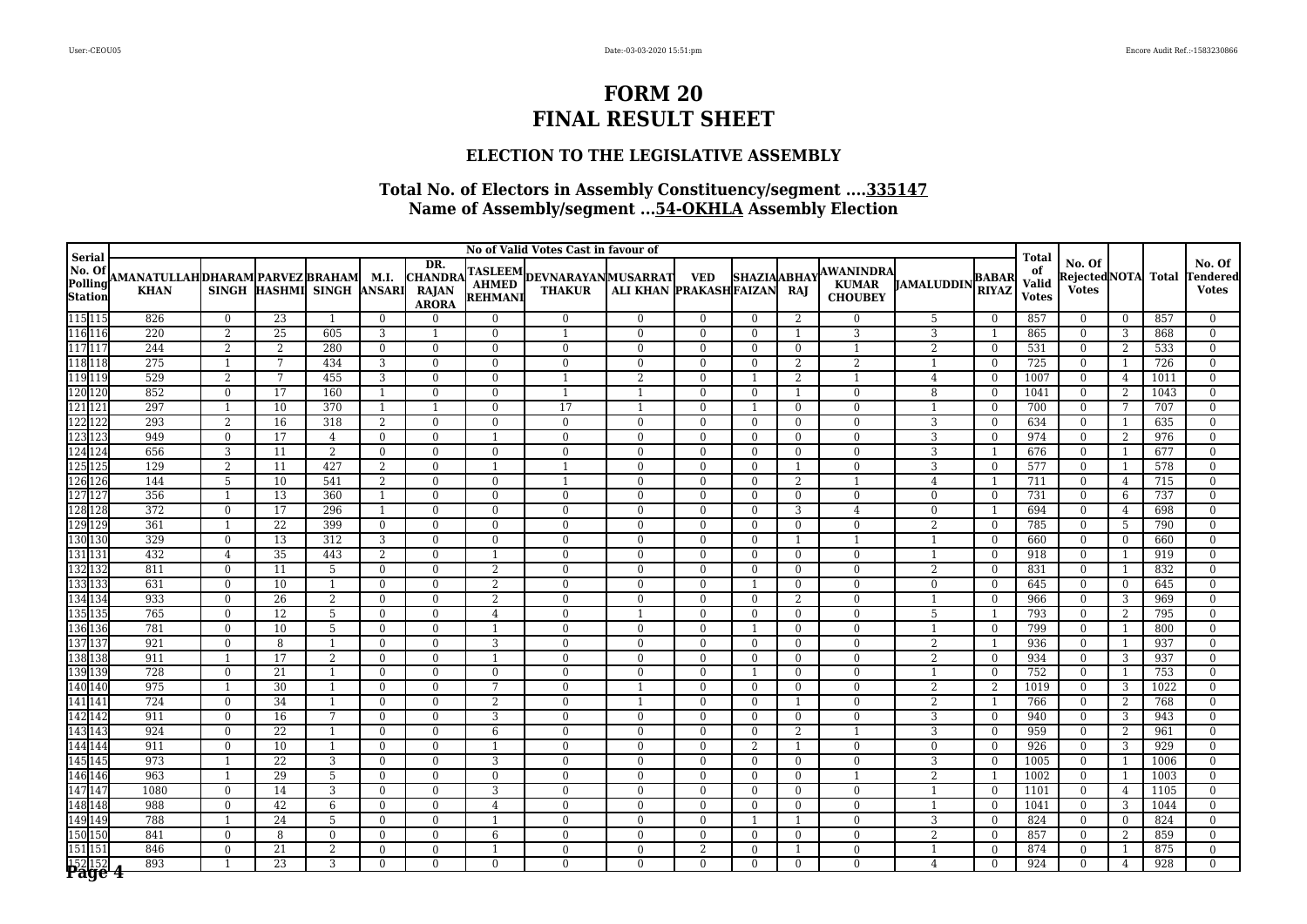# FORM 20
# FINAL RESULT SHEET

## ELECTION TO THE LEGISLATIVE ASSEMBLY

### Total No. of Electors in Assembly Constituency/segment ....335147
### Name of Assembly/segment ...54-OKHLA Assembly Election

| Serial No. Of Polling Station | | No of Valid Votes Cast in favour of | | | | | | | | | | | | | | | | Total of Valid Votes | No. Of Rejected Votes | NOTA | Total | No. Of Tendered Votes |
|---|---|---|---|---|---|---|---|---|---|---|---|---|---|---|---|---|---|---|---|---|---|---|
| | | AMANATULLAH KHAN | DHARAM SINGH | PARVEZ HASHMI | BRAHAM SINGH | M.I. ANSARI | DR. CHANDRA RAJAN ARORA | TASLEEM AHMED REHMANI | DEVNARAYAN THAKUR | MUSARRAT ALI KHAN | VED PRAKASH | SHAZIA FAIZAN | ABHAY RAJ | AWANINDRA KUMAR CHOUBEY | JAMALUDDIN | BABAR RIYAZ | | | | | | |
| 115 | 115 | 826 | 0 | 23 | 1 | 0 | 0 | 0 | 0 | 0 | 0 | 0 | 2 | 0 | 5 | 0 | 857 | 0 | 0 | 857 | 0 |
| 116 | 116 | 220 | 2 | 25 | 605 | 3 | 1 | 0 | 1 | 0 | 0 | 0 | 1 | 3 | 3 | 1 | 865 | 0 | 3 | 868 | 0 |
| 117 | 117 | 244 | 2 | 2 | 280 | 0 | 0 | 0 | 0 | 0 | 0 | 0 | 0 | 1 | 2 | 0 | 531 | 0 | 2 | 533 | 0 |
| 118 | 118 | 275 | 1 | 7 | 434 | 3 | 0 | 0 | 0 | 0 | 0 | 0 | 2 | 2 | 1 | 0 | 725 | 0 | 1 | 726 | 0 |
| 119 | 119 | 529 | 2 | 7 | 455 | 3 | 0 | 0 | 1 | 2 | 0 | 1 | 2 | 1 | 4 | 0 | 1007 | 0 | 4 | 1011 | 0 |
| 120 | 120 | 852 | 0 | 17 | 160 | 1 | 0 | 0 | 1 | 1 | 0 | 0 | 1 | 0 | 8 | 0 | 1041 | 0 | 2 | 1043 | 0 |
| 121 | 121 | 297 | 1 | 10 | 370 | 1 | 1 | 0 | 17 | 1 | 0 | 1 | 0 | 0 | 1 | 0 | 700 | 0 | 7 | 707 | 0 |
| 122 | 122 | 293 | 2 | 16 | 318 | 2 | 0 | 0 | 0 | 0 | 0 | 0 | 0 | 0 | 3 | 0 | 634 | 0 | 1 | 635 | 0 |
| 123 | 123 | 949 | 0 | 17 | 4 | 0 | 0 | 1 | 0 | 0 | 0 | 0 | 0 | 0 | 3 | 0 | 974 | 0 | 2 | 976 | 0 |
| 124 | 124 | 656 | 3 | 11 | 2 | 0 | 0 | 0 | 0 | 0 | 0 | 0 | 0 | 0 | 3 | 1 | 676 | 0 | 1 | 677 | 0 |
| 125 | 125 | 129 | 2 | 11 | 427 | 2 | 0 | 1 | 1 | 0 | 0 | 0 | 1 | 0 | 3 | 0 | 577 | 0 | 1 | 578 | 0 |
| 126 | 126 | 144 | 5 | 10 | 541 | 2 | 0 | 0 | 1 | 0 | 0 | 0 | 2 | 1 | 4 | 1 | 711 | 0 | 4 | 715 | 0 |
| 127 | 127 | 356 | 1 | 13 | 360 | 1 | 0 | 0 | 0 | 0 | 0 | 0 | 0 | 0 | 0 | 0 | 731 | 0 | 6 | 737 | 0 |
| 128 | 128 | 372 | 0 | 17 | 296 | 1 | 0 | 0 | 0 | 0 | 0 | 0 | 3 | 4 | 0 | 1 | 694 | 0 | 4 | 698 | 0 |
| 129 | 129 | 361 | 1 | 22 | 399 | 0 | 0 | 0 | 0 | 0 | 0 | 0 | 0 | 0 | 2 | 0 | 785 | 0 | 5 | 790 | 0 |
| 130 | 130 | 329 | 0 | 13 | 312 | 3 | 0 | 0 | 0 | 0 | 0 | 0 | 1 | 1 | 1 | 0 | 660 | 0 | 0 | 660 | 0 |
| 131 | 131 | 432 | 4 | 35 | 443 | 2 | 0 | 1 | 0 | 0 | 0 | 0 | 0 | 0 | 1 | 0 | 918 | 0 | 1 | 919 | 0 |
| 132 | 132 | 811 | 0 | 11 | 5 | 0 | 0 | 2 | 0 | 0 | 0 | 0 | 0 | 0 | 2 | 0 | 831 | 0 | 1 | 832 | 0 |
| 133 | 133 | 631 | 0 | 10 | 1 | 0 | 0 | 2 | 0 | 0 | 0 | 1 | 0 | 0 | 0 | 0 | 645 | 0 | 0 | 645 | 0 |
| 134 | 134 | 933 | 0 | 26 | 2 | 0 | 0 | 2 | 0 | 0 | 0 | 0 | 2 | 0 | 1 | 0 | 966 | 0 | 3 | 969 | 0 |
| 135 | 135 | 765 | 0 | 12 | 5 | 0 | 0 | 4 | 0 | 1 | 0 | 0 | 0 | 0 | 5 | 1 | 793 | 0 | 2 | 795 | 0 |
| 136 | 136 | 781 | 0 | 10 | 5 | 0 | 0 | 1 | 0 | 0 | 0 | 1 | 0 | 0 | 1 | 0 | 799 | 0 | 1 | 800 | 0 |
| 137 | 137 | 921 | 0 | 8 | 1 | 0 | 0 | 3 | 0 | 0 | 0 | 0 | 0 | 0 | 2 | 1 | 936 | 0 | 1 | 937 | 0 |
| 138 | 138 | 911 | 1 | 17 | 2 | 0 | 0 | 1 | 0 | 0 | 0 | 0 | 0 | 0 | 2 | 0 | 934 | 0 | 3 | 937 | 0 |
| 139 | 139 | 728 | 0 | 21 | 1 | 0 | 0 | 0 | 0 | 0 | 0 | 1 | 0 | 0 | 1 | 0 | 752 | 0 | 1 | 753 | 0 |
| 140 | 140 | 975 | 1 | 30 | 1 | 0 | 0 | 7 | 0 | 1 | 0 | 0 | 0 | 0 | 2 | 2 | 1019 | 0 | 3 | 1022 | 0 |
| 141 | 141 | 724 | 0 | 34 | 1 | 0 | 0 | 2 | 0 | 1 | 0 | 0 | 1 | 0 | 2 | 1 | 766 | 0 | 2 | 768 | 0 |
| 142 | 142 | 911 | 0 | 16 | 7 | 0 | 0 | 3 | 0 | 0 | 0 | 0 | 0 | 0 | 3 | 0 | 940 | 0 | 3 | 943 | 0 |
| 143 | 143 | 924 | 0 | 22 | 1 | 0 | 0 | 6 | 0 | 0 | 0 | 0 | 2 | 1 | 3 | 0 | 959 | 0 | 2 | 961 | 0 |
| 144 | 144 | 911 | 0 | 10 | 1 | 0 | 0 | 1 | 0 | 0 | 0 | 2 | 1 | 0 | 0 | 0 | 926 | 0 | 3 | 929 | 0 |
| 145 | 145 | 973 | 1 | 22 | 3 | 0 | 0 | 3 | 0 | 0 | 0 | 0 | 0 | 0 | 3 | 0 | 1005 | 0 | 1 | 1006 | 0 |
| 146 | 146 | 963 | 1 | 29 | 5 | 0 | 0 | 0 | 0 | 0 | 0 | 0 | 0 | 1 | 2 | 1 | 1002 | 0 | 1 | 1003 | 0 |
| 147 | 147 | 1080 | 0 | 14 | 3 | 0 | 0 | 3 | 0 | 0 | 0 | 0 | 0 | 0 | 1 | 0 | 1101 | 0 | 4 | 1105 | 0 |
| 148 | 148 | 988 | 0 | 42 | 6 | 0 | 0 | 4 | 0 | 0 | 0 | 0 | 0 | 0 | 1 | 0 | 1041 | 0 | 3 | 1044 | 0 |
| 149 | 149 | 788 | 1 | 24 | 5 | 0 | 0 | 1 | 0 | 0 | 0 | 1 | 1 | 0 | 3 | 0 | 824 | 0 | 0 | 824 | 0 |
| 150 | 150 | 841 | 0 | 8 | 0 | 0 | 0 | 6 | 0 | 0 | 0 | 0 | 0 | 0 | 2 | 0 | 857 | 0 | 2 | 859 | 0 |
| 151 | 151 | 846 | 0 | 21 | 2 | 0 | 0 | 1 | 0 | 0 | 2 | 0 | 1 | 0 | 1 | 0 | 874 | 0 | 1 | 875 | 0 |
| 152 | 152 | 893 | 1 | 23 | 3 | 0 | 0 | 0 | 0 | 0 | 0 | 0 | 0 | 0 | 4 | 0 | 924 | 0 | 4 | 928 | 0 |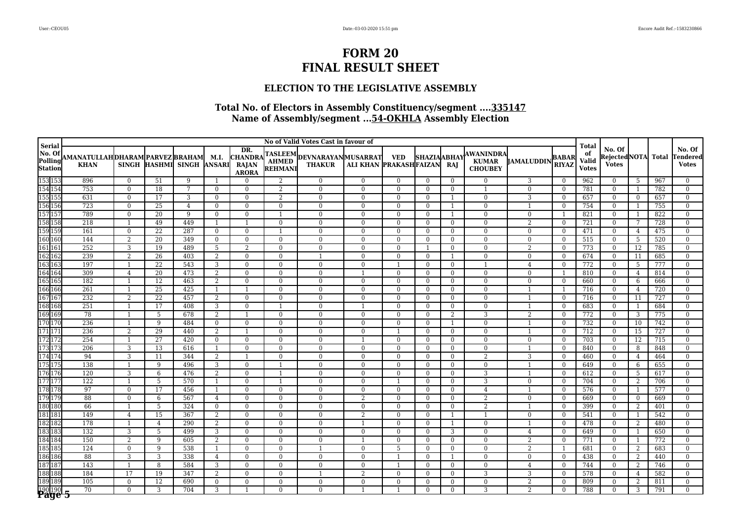# FORM 20
# FINAL RESULT SHEET

## ELECTION TO THE LEGISLATIVE ASSEMBLY

### Total No. of Electors in Assembly Constituency/segment ....335147
### Name of Assembly/segment ...54-OKHLA Assembly Election

| Serial No. Of Polling Station | | No of Valid Votes Cast in favour of | | | | | | | | | | | | | | | | Total of Valid Votes | No. Of Rejected Votes | NOTA | Total | No. Of Tendered Votes |
|---|---|---|---|---|---|---|---|---|---|---|---|---|---|---|---|---|---|---|---|---|---|---|
| | | AMANATULLAH KHAN | DHARAM SINGH | PARVEZ HASHMI | BRAHAM SINGH | M.I. ANSARI | DR. CHANDRA RAJAN ARORA | TASLEEM AHMED REHMANI | DEVNARAYAN THAKUR | MUSARRAT ALI KHAN | VED PRAKASH | SHAZIA FAIZAN | ABHAY RAJ | AWANINDRA KUMAR CHOUBEY | JAMALUDDIN | BABAR RIYAZ | | | | | |
| 153 | 153 | 896 | 0 | 51 | 9 | 1 | 0 | 2 | 0 | 0 | 0 | 0 | 0 | 0 | 3 | 0 | 962 | 0 | 5 | 967 | 0 |
| 154 | 154 | 753 | 0 | 18 | 7 | 0 | 0 | 2 | 0 | 0 | 0 | 0 | 0 | 1 | 0 | 0 | 781 | 0 | 1 | 782 | 0 |
| 155 | 155 | 631 | 0 | 17 | 3 | 0 | 0 | 2 | 0 | 0 | 0 | 0 | 1 | 0 | 3 | 0 | 657 | 0 | 0 | 657 | 0 |
| 156 | 156 | 723 | 0 | 25 | 4 | 0 | 0 | 0 | 0 | 0 | 0 | 0 | 1 | 0 | 1 | 0 | 754 | 0 | 1 | 755 | 0 |
| 157 | 157 | 789 | 0 | 20 | 9 | 0 | 0 | 1 | 0 | 0 | 0 | 0 | 1 | 0 | 0 | 1 | 821 | 0 | 1 | 822 | 0 |
| 158 | 158 | 218 | 1 | 49 | 449 | 1 | 1 | 0 | 0 | 0 | 0 | 0 | 0 | 0 | 2 | 0 | 721 | 0 | 7 | 728 | 0 |
| 159 | 159 | 161 | 0 | 22 | 287 | 0 | 0 | 1 | 0 | 0 | 0 | 0 | 0 | 0 | 0 | 0 | 471 | 0 | 4 | 475 | 0 |
| 160 | 160 | 144 | 2 | 20 | 349 | 0 | 0 | 0 | 0 | 0 | 0 | 0 | 0 | 0 | 0 | 0 | 515 | 0 | 5 | 520 | 0 |
| 161 | 161 | 252 | 3 | 19 | 489 | 5 | 2 | 0 | 0 | 0 | 0 | 1 | 0 | 0 | 2 | 0 | 773 | 0 | 12 | 785 | 0 |
| 162 | 162 | 239 | 2 | 26 | 403 | 2 | 0 | 0 | 1 | 0 | 0 | 0 | 1 | 0 | 0 | 0 | 674 | 0 | 11 | 685 | 0 |
| 163 | 163 | 197 | 1 | 22 | 543 | 3 | 0 | 0 | 0 | 0 | 1 | 0 | 0 | 1 | 4 | 0 | 772 | 0 | 5 | 777 | 0 |
| 164 | 164 | 309 | 4 | 20 | 473 | 2 | 0 | 0 | 0 | 1 | 0 | 0 | 0 | 0 | 0 | 1 | 810 | 0 | 4 | 814 | 0 |
| 165 | 165 | 182 | 1 | 12 | 463 | 2 | 0 | 0 | 0 | 0 | 0 | 0 | 0 | 0 | 0 | 0 | 660 | 0 | 6 | 666 | 0 |
| 166 | 166 | 261 | 1 | 25 | 425 | 1 | 1 | 0 | 0 | 0 | 0 | 0 | 0 | 0 | 1 | 1 | 716 | 0 | 4 | 720 | 0 |
| 167 | 167 | 232 | 2 | 22 | 457 | 2 | 0 | 0 | 0 | 0 | 0 | 0 | 0 | 0 | 1 | 0 | 716 | 0 | 11 | 727 | 0 |
| 168 | 168 | 251 | 1 | 17 | 408 | 3 | 0 | 1 | 0 | 1 | 0 | 0 | 0 | 0 | 1 | 0 | 683 | 0 | 1 | 684 | 0 |
| 169 | 169 | 78 | 1 | 5 | 678 | 2 | 1 | 0 | 0 | 0 | 0 | 0 | 2 | 3 | 2 | 0 | 772 | 0 | 3 | 775 | 0 |
| 170 | 170 | 236 | 1 | 9 | 484 | 0 | 0 | 0 | 0 | 0 | 0 | 0 | 1 | 0 | 1 | 0 | 732 | 0 | 10 | 742 | 0 |
| 171 | 171 | 236 | 2 | 29 | 440 | 2 | 1 | 0 | 0 | 0 | 1 | 0 | 0 | 0 | 1 | 0 | 712 | 0 | 15 | 727 | 0 |
| 172 | 172 | 254 | 1 | 27 | 420 | 0 | 0 | 0 | 0 | 1 | 0 | 0 | 0 | 0 | 0 | 0 | 703 | 0 | 12 | 715 | 0 |
| 173 | 173 | 206 | 3 | 13 | 616 | 1 | 0 | 0 | 0 | 0 | 0 | 0 | 0 | 0 | 1 | 0 | 840 | 0 | 8 | 848 | 0 |
| 174 | 174 | 94 | 3 | 11 | 344 | 2 | 1 | 0 | 0 | 0 | 0 | 0 | 0 | 2 | 3 | 0 | 460 | 0 | 4 | 464 | 0 |
| 175 | 175 | 138 | 1 | 9 | 496 | 3 | 0 | 1 | 0 | 0 | 0 | 0 | 0 | 0 | 1 | 0 | 649 | 0 | 6 | 655 | 0 |
| 176 | 176 | 120 | 3 | 6 | 476 | 2 | 0 | 1 | 0 | 0 | 0 | 0 | 0 | 3 | 1 | 0 | 612 | 0 | 5 | 617 | 0 |
| 177 | 177 | 122 | 1 | 5 | 570 | 1 | 0 | 1 | 0 | 0 | 1 | 0 | 0 | 3 | 0 | 0 | 704 | 0 | 2 | 706 | 0 |
| 178 | 178 | 97 | 0 | 17 | 456 | 1 | 0 | 0 | 0 | 0 | 0 | 0 | 0 | 4 | 1 | 0 | 576 | 0 | 1 | 577 | 0 |
| 179 | 179 | 88 | 0 | 6 | 567 | 4 | 0 | 0 | 0 | 2 | 0 | 0 | 0 | 2 | 0 | 0 | 669 | 0 | 0 | 669 | 0 |
| 180 | 180 | 66 | 1 | 5 | 324 | 0 | 0 | 0 | 0 | 0 | 0 | 0 | 0 | 2 | 1 | 0 | 399 | 0 | 2 | 401 | 0 |
| 181 | 181 | 149 | 4 | 15 | 367 | 2 | 0 | 0 | 0 | 2 | 0 | 0 | 1 | 1 | 0 | 0 | 541 | 0 | 1 | 542 | 0 |
| 182 | 182 | 178 | 1 | 4 | 290 | 2 | 0 | 0 | 0 | 1 | 0 | 0 | 1 | 0 | 1 | 0 | 478 | 0 | 2 | 480 | 0 |
| 183 | 183 | 132 | 3 | 5 | 499 | 3 | 0 | 0 | 0 | 0 | 0 | 0 | 3 | 0 | 4 | 0 | 649 | 0 | 1 | 650 | 0 |
| 184 | 184 | 150 | 2 | 9 | 605 | 2 | 0 | 0 | 0 | 1 | 0 | 0 | 0 | 0 | 2 | 0 | 771 | 0 | 1 | 772 | 0 |
| 185 | 185 | 124 | 0 | 9 | 538 | 1 | 0 | 0 | 1 | 0 | 5 | 0 | 0 | 0 | 2 | 1 | 681 | 0 | 2 | 683 | 0 |
| 186 | 186 | 88 | 3 | 3 | 338 | 4 | 0 | 0 | 0 | 0 | 1 | 0 | 1 | 0 | 0 | 0 | 438 | 0 | 2 | 440 | 0 |
| 187 | 187 | 143 | 1 | 8 | 584 | 3 | 0 | 0 | 0 | 0 | 1 | 0 | 0 | 0 | 4 | 0 | 744 | 0 | 2 | 746 | 0 |
| 188 | 188 | 184 | 17 | 19 | 347 | 2 | 0 | 0 | 1 | 2 | 0 | 0 | 0 | 3 | 3 | 0 | 578 | 0 | 4 | 582 | 0 |
| 189 | 189 | 105 | 0 | 12 | 690 | 0 | 0 | 0 | 0 | 0 | 0 | 0 | 0 | 0 | 2 | 0 | 809 | 0 | 2 | 811 | 0 |
| 190 | 190 | 70 | 0 | 3 | 704 | 3 | 1 | 0 | 0 | 1 | 1 | 0 | 0 | 3 | 2 | 0 | 788 | 0 | 3 | 791 | 0 |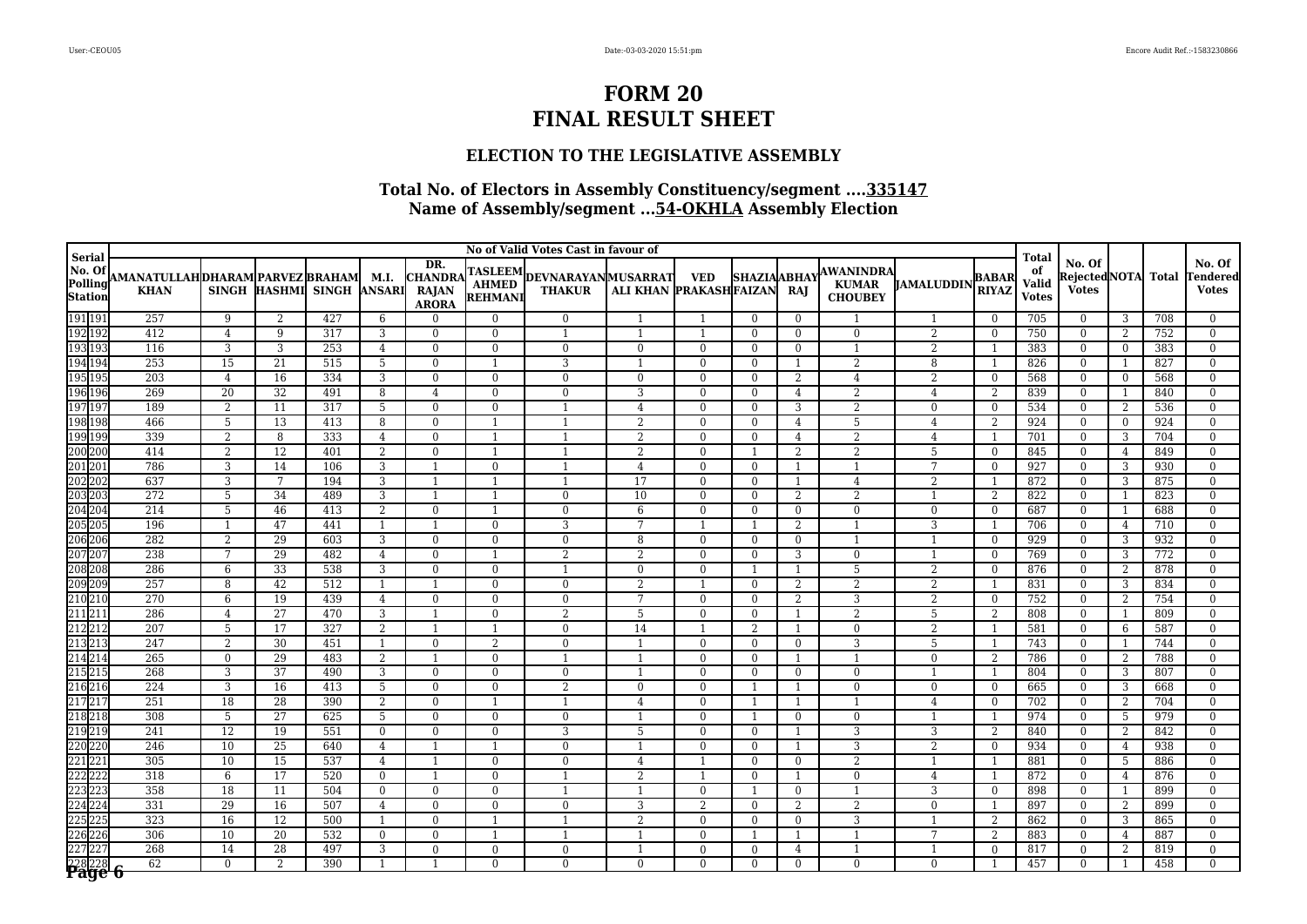# FORM 20
# FINAL RESULT SHEET

## ELECTION TO THE LEGISLATIVE ASSEMBLY

### Total No. of Electors in Assembly Constituency/segment ....335147
### Name of Assembly/segment ...54-OKHLA Assembly Election

| Serial No. Of Polling Station | | No of Valid Votes Cast in favour of | | | | | | | | | | | | | | | Total of Valid Votes | No. Of Rejected Votes | NOTA | Total | No. Of Tendered Votes |
|---|---|---|---|---|---|---|---|---|---|---|---|---|---|---|---|---|---|---|---|---|---|
| | | AMANATULLAH KHAN | DHARAM SINGH | PARVEZ HASHMI | BRAHAM SINGH | M.I. ANSARI | DR. CHANDRA RAJAN ARORA | TASLEEM AHMED REHMANI | DEVNARAYAN THAKUR | MUSARRAT ALI KHAN | VED PRAKASH | SHAZIA FAIZAN | ABHAY RAJ | AWANINDRA KUMAR CHOUBEY | JAMALUDDIN | BABAR RIYAZ | | | | | |
| 191 | 191 | 257 | 9 | 2 | 427 | 6 | 0 | 0 | 0 | 1 | 1 | 0 | 0 | 1 | 1 | 0 | 705 | 0 | 3 | 708 | 0 |
| 192 | 192 | 412 | 4 | 9 | 317 | 3 | 0 | 0 | 1 | 1 | 1 | 0 | 0 | 0 | 2 | 0 | 750 | 0 | 2 | 752 | 0 |
| 193 | 193 | 116 | 3 | 3 | 253 | 4 | 0 | 0 | 0 | 0 | 0 | 0 | 0 | 1 | 2 | 1 | 383 | 0 | 0 | 383 | 0 |
| 194 | 194 | 253 | 15 | 21 | 515 | 5 | 0 | 1 | 3 | 1 | 0 | 0 | 1 | 2 | 8 | 1 | 826 | 0 | 1 | 827 | 0 |
| 195 | 195 | 203 | 4 | 16 | 334 | 3 | 0 | 0 | 0 | 0 | 0 | 0 | 2 | 4 | 2 | 0 | 568 | 0 | 0 | 568 | 0 |
| 196 | 196 | 269 | 20 | 32 | 491 | 8 | 4 | 0 | 0 | 3 | 0 | 0 | 4 | 2 | 4 | 2 | 839 | 0 | 1 | 840 | 0 |
| 197 | 197 | 189 | 2 | 11 | 317 | 5 | 0 | 0 | 1 | 4 | 0 | 0 | 3 | 2 | 0 | 0 | 534 | 0 | 2 | 536 | 0 |
| 198 | 198 | 466 | 5 | 13 | 413 | 8 | 0 | 1 | 1 | 2 | 0 | 0 | 4 | 5 | 4 | 2 | 924 | 0 | 0 | 924 | 0 |
| 199 | 199 | 339 | 2 | 8 | 333 | 4 | 0 | 1 | 1 | 2 | 0 | 0 | 4 | 2 | 4 | 1 | 701 | 0 | 3 | 704 | 0 |
| 200 | 200 | 414 | 2 | 12 | 401 | 2 | 0 | 1 | 1 | 2 | 0 | 1 | 2 | 2 | 5 | 0 | 845 | 0 | 4 | 849 | 0 |
| 201 | 201 | 786 | 3 | 14 | 106 | 3 | 1 | 0 | 1 | 4 | 0 | 0 | 1 | 1 | 7 | 0 | 927 | 0 | 3 | 930 | 0 |
| 202 | 202 | 637 | 3 | 7 | 194 | 3 | 1 | 1 | 1 | 17 | 0 | 0 | 1 | 4 | 2 | 1 | 872 | 0 | 3 | 875 | 0 |
| 203 | 203 | 272 | 5 | 34 | 489 | 3 | 1 | 1 | 0 | 10 | 0 | 0 | 2 | 2 | 1 | 2 | 822 | 0 | 1 | 823 | 0 |
| 204 | 204 | 214 | 5 | 46 | 413 | 2 | 0 | 1 | 0 | 6 | 0 | 0 | 0 | 0 | 0 | 0 | 687 | 0 | 1 | 688 | 0 |
| 205 | 205 | 196 | 1 | 47 | 441 | 1 | 1 | 0 | 3 | 7 | 1 | 1 | 2 | 1 | 3 | 1 | 706 | 0 | 4 | 710 | 0 |
| 206 | 206 | 282 | 2 | 29 | 603 | 3 | 0 | 0 | 0 | 8 | 0 | 0 | 0 | 1 | 1 | 0 | 929 | 0 | 3 | 932 | 0 |
| 207 | 207 | 238 | 7 | 29 | 482 | 4 | 0 | 1 | 2 | 2 | 0 | 0 | 3 | 0 | 1 | 0 | 769 | 0 | 3 | 772 | 0 |
| 208 | 208 | 286 | 6 | 33 | 538 | 3 | 0 | 0 | 1 | 0 | 0 | 1 | 1 | 5 | 2 | 0 | 876 | 0 | 2 | 878 | 0 |
| 209 | 209 | 257 | 8 | 42 | 512 | 1 | 1 | 0 | 0 | 2 | 1 | 0 | 2 | 2 | 2 | 1 | 831 | 0 | 3 | 834 | 0 |
| 210 | 210 | 270 | 6 | 19 | 439 | 4 | 0 | 0 | 0 | 7 | 0 | 0 | 2 | 3 | 2 | 0 | 752 | 0 | 2 | 754 | 0 |
| 211 | 211 | 286 | 4 | 27 | 470 | 3 | 1 | 0 | 2 | 5 | 0 | 0 | 1 | 2 | 5 | 2 | 808 | 0 | 1 | 809 | 0 |
| 212 | 212 | 207 | 5 | 17 | 327 | 2 | 1 | 1 | 0 | 14 | 1 | 2 | 1 | 0 | 2 | 1 | 581 | 0 | 6 | 587 | 0 |
| 213 | 213 | 247 | 2 | 30 | 451 | 1 | 0 | 2 | 0 | 1 | 0 | 0 | 0 | 3 | 5 | 1 | 743 | 0 | 1 | 744 | 0 |
| 214 | 214 | 265 | 0 | 29 | 483 | 2 | 1 | 0 | 1 | 1 | 0 | 0 | 1 | 1 | 0 | 2 | 786 | 0 | 2 | 788 | 0 |
| 215 | 215 | 268 | 3 | 37 | 490 | 3 | 0 | 0 | 0 | 1 | 0 | 0 | 0 | 0 | 1 | 1 | 804 | 0 | 3 | 807 | 0 |
| 216 | 216 | 224 | 3 | 16 | 413 | 5 | 0 | 0 | 2 | 0 | 0 | 1 | 1 | 0 | 0 | 0 | 665 | 0 | 3 | 668 | 0 |
| 217 | 217 | 251 | 18 | 28 | 390 | 2 | 0 | 1 | 1 | 4 | 0 | 1 | 1 | 1 | 4 | 0 | 702 | 0 | 2 | 704 | 0 |
| 218 | 218 | 308 | 5 | 27 | 625 | 5 | 0 | 0 | 0 | 1 | 0 | 1 | 0 | 0 | 1 | 1 | 974 | 0 | 5 | 979 | 0 |
| 219 | 219 | 241 | 12 | 19 | 551 | 0 | 0 | 0 | 3 | 5 | 0 | 0 | 1 | 3 | 3 | 2 | 840 | 0 | 2 | 842 | 0 |
| 220 | 220 | 246 | 10 | 25 | 640 | 4 | 1 | 1 | 0 | 1 | 0 | 0 | 1 | 3 | 2 | 0 | 934 | 0 | 4 | 938 | 0 |
| 221 | 221 | 305 | 10 | 15 | 537 | 4 | 1 | 0 | 0 | 4 | 1 | 0 | 0 | 2 | 1 | 1 | 881 | 0 | 5 | 886 | 0 |
| 222 | 222 | 318 | 6 | 17 | 520 | 0 | 1 | 0 | 1 | 2 | 1 | 0 | 1 | 0 | 4 | 1 | 872 | 0 | 4 | 876 | 0 |
| 223 | 223 | 358 | 18 | 11 | 504 | 0 | 0 | 0 | 1 | 1 | 0 | 1 | 0 | 1 | 3 | 0 | 898 | 0 | 1 | 899 | 0 |
| 224 | 224 | 331 | 29 | 16 | 507 | 4 | 0 | 0 | 0 | 3 | 2 | 0 | 2 | 2 | 0 | 1 | 897 | 0 | 2 | 899 | 0 |
| 225 | 225 | 323 | 16 | 12 | 500 | 1 | 0 | 1 | 1 | 2 | 0 | 0 | 0 | 3 | 1 | 2 | 862 | 0 | 3 | 865 | 0 |
| 226 | 226 | 306 | 10 | 20 | 532 | 0 | 0 | 1 | 1 | 1 | 0 | 1 | 1 | 1 | 7 | 2 | 883 | 0 | 4 | 887 | 0 |
| 227 | 227 | 268 | 14 | 28 | 497 | 3 | 0 | 0 | 0 | 1 | 0 | 0 | 4 | 1 | 1 | 0 | 817 | 0 | 2 | 819 | 0 |
| 228 | 228 | 62 | 0 | 2 | 390 | 1 | 1 | 0 | 0 | 0 | 0 | 0 | 0 | 0 | 0 | 1 | 457 | 0 | 1 | 458 | 0 |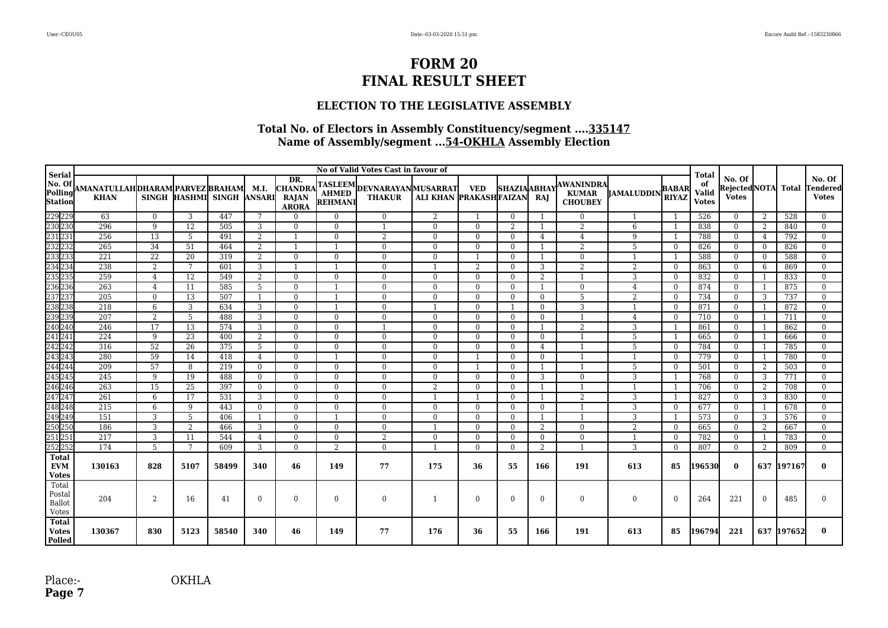# FORM 20
# FINAL RESULT SHEET

### ELECTION TO THE LEGISLATIVE ASSEMBLY

### Total No. of Electors in Assembly Constituency/segment ....335147
### Name of Assembly/segment ...54-OKHLA Assembly Election

| Serial No. Of Polling Station | | No of Valid Votes Cast in favour of | | | | | | | | | | | | | | | Total of Valid Votes | No. Of Rejected Votes | NOTA | Total | No. Of Tendered Votes |
|---|---|---|---|---|---|---|---|---|---|---|---|---|---|---|---|---|---|---|---|---|---|
| | | AMANATULLAH KHAN | DHARAM SINGH | PARVEZ HASHMI | BRAHAM SINGH | M.I. ANSARI | DR. CHANDRA RAJAN ARORA | TASLEEM AHMED REHMANI | DEVNARAYAN THAKUR | MUSARRAT ALI KHAN | VED PRAKASH | SHAZIA FAIZAN | ABHAY RAJ | AWANINDRA KUMAR CHOUBEY | JAMALUDDIN | BABAR RIYAZ | | | | | |
| 229 | 229 | 63 | 0 | 3 | 447 | 7 | 0 | 0 | 0 | 2 | 1 | 0 | 1 | 0 | 1 | 1 | 526 | 0 | 2 | 528 | 0 |
| 230 | 230 | 296 | 9 | 12 | 505 | 3 | 0 | 0 | 1 | 0 | 0 | 2 | 1 | 2 | 6 | 1 | 838 | 0 | 2 | 840 | 0 |
| 231 | 231 | 256 | 13 | 5 | 491 | 2 | 1 | 0 | 2 | 0 | 0 | 0 | 4 | 4 | 9 | 1 | 788 | 0 | 4 | 792 | 0 |
| 232 | 232 | 265 | 34 | 51 | 464 | 2 | 1 | 1 | 0 | 0 | 0 | 0 | 1 | 2 | 5 | 0 | 826 | 0 | 0 | 826 | 0 |
| 233 | 233 | 221 | 22 | 20 | 319 | 2 | 0 | 0 | 0 | 0 | 1 | 0 | 1 | 0 | 1 | 1 | 588 | 0 | 0 | 588 | 0 |
| 234 | 234 | 238 | 2 | 7 | 601 | 3 | 1 | 1 | 0 | 1 | 2 | 0 | 3 | 2 | 2 | 0 | 863 | 0 | 6 | 869 | 0 |
| 235 | 235 | 259 | 4 | 12 | 549 | 2 | 0 | 0 | 0 | 0 | 0 | 0 | 2 | 1 | 3 | 0 | 832 | 0 | 1 | 833 | 0 |
| 236 | 236 | 263 | 4 | 11 | 585 | 5 | 0 | 1 | 0 | 0 | 0 | 0 | 1 | 0 | 4 | 0 | 874 | 0 | 1 | 875 | 0 |
| 237 | 237 | 205 | 0 | 13 | 507 | 1 | 0 | 1 | 0 | 0 | 0 | 0 | 0 | 5 | 2 | 0 | 734 | 0 | 3 | 737 | 0 |
| 238 | 238 | 218 | 6 | 3 | 634 | 3 | 0 | 1 | 0 | 1 | 0 | 1 | 0 | 3 | 1 | 0 | 871 | 0 | 1 | 872 | 0 |
| 239 | 239 | 207 | 2 | 5 | 488 | 3 | 0 | 0 | 0 | 0 | 0 | 0 | 0 | 1 | 4 | 0 | 710 | 0 | 1 | 711 | 0 |
| 240 | 240 | 246 | 17 | 13 | 574 | 3 | 0 | 0 | 1 | 0 | 0 | 0 | 1 | 2 | 3 | 1 | 861 | 0 | 1 | 862 | 0 |
| 241 | 241 | 224 | 9 | 23 | 400 | 2 | 0 | 0 | 0 | 0 | 0 | 0 | 0 | 1 | 5 | 1 | 665 | 0 | 1 | 666 | 0 |
| 242 | 242 | 316 | 52 | 26 | 375 | 5 | 0 | 0 | 0 | 0 | 0 | 0 | 4 | 1 | 5 | 0 | 784 | 0 | 1 | 785 | 0 |
| 243 | 243 | 280 | 59 | 14 | 418 | 4 | 0 | 1 | 0 | 0 | 1 | 0 | 0 | 1 | 1 | 0 | 779 | 0 | 1 | 780 | 0 |
| 244 | 244 | 209 | 57 | 8 | 219 | 0 | 0 | 0 | 0 | 0 | 1 | 0 | 1 | 1 | 5 | 0 | 501 | 0 | 2 | 503 | 0 |
| 245 | 245 | 245 | 9 | 19 | 488 | 0 | 0 | 0 | 0 | 0 | 0 | 0 | 3 | 0 | 3 | 1 | 768 | 0 | 3 | 771 | 0 |
| 246 | 246 | 263 | 15 | 25 | 397 | 0 | 0 | 0 | 0 | 2 | 0 | 0 | 1 | 1 | 1 | 1 | 706 | 0 | 2 | 708 | 0 |
| 247 | 247 | 261 | 6 | 17 | 531 | 3 | 0 | 0 | 0 | 1 | 1 | 0 | 1 | 2 | 3 | 1 | 827 | 0 | 3 | 830 | 0 |
| 248 | 248 | 215 | 6 | 9 | 443 | 0 | 0 | 0 | 0 | 0 | 0 | 0 | 0 | 1 | 3 | 0 | 677 | 0 | 1 | 678 | 0 |
| 249 | 249 | 151 | 3 | 5 | 406 | 1 | 0 | 1 | 0 | 0 | 0 | 0 | 1 | 1 | 3 | 1 | 573 | 0 | 3 | 576 | 0 |
| 250 | 250 | 186 | 3 | 2 | 466 | 3 | 0 | 0 | 0 | 1 | 0 | 0 | 2 | 0 | 2 | 0 | 665 | 0 | 2 | 667 | 0 |
| 251 | 251 | 217 | 3 | 11 | 544 | 4 | 0 | 0 | 2 | 0 | 0 | 0 | 0 | 0 | 1 | 0 | 782 | 0 | 1 | 783 | 0 |
| 252 | 252 | 174 | 5 | 7 | 609 | 3 | 0 | 2 | 0 | 1 | 0 | 0 | 2 | 1 | 3 | 0 | 807 | 0 | 2 | 809 | 0 |
| **Total EVM Votes** | | **130163** | **828** | **5107** | **58499** | **340** | **46** | **149** | **77** | **175** | **36** | **55** | **166** | **191** | **613** | **85** | **196530** | **0** | **637** | **197167** | **0** |
| Total Postal Ballot Votes | | 204 | 2 | 16 | 41 | 0 | 0 | 0 | 0 | 1 | 0 | 0 | 0 | 0 | 0 | 0 | 264 | 221 | 0 | 485 | 0 |
| **Total Votes Polled** | | **130367** | **830** | **5123** | **58540** | **340** | **46** | **149** | **77** | **176** | **36** | **55** | **166** | **191** | **613** | **85** | **196794** | **221** | **637** | **197652** | **0** |

Place:- OKHLA

**Page 7**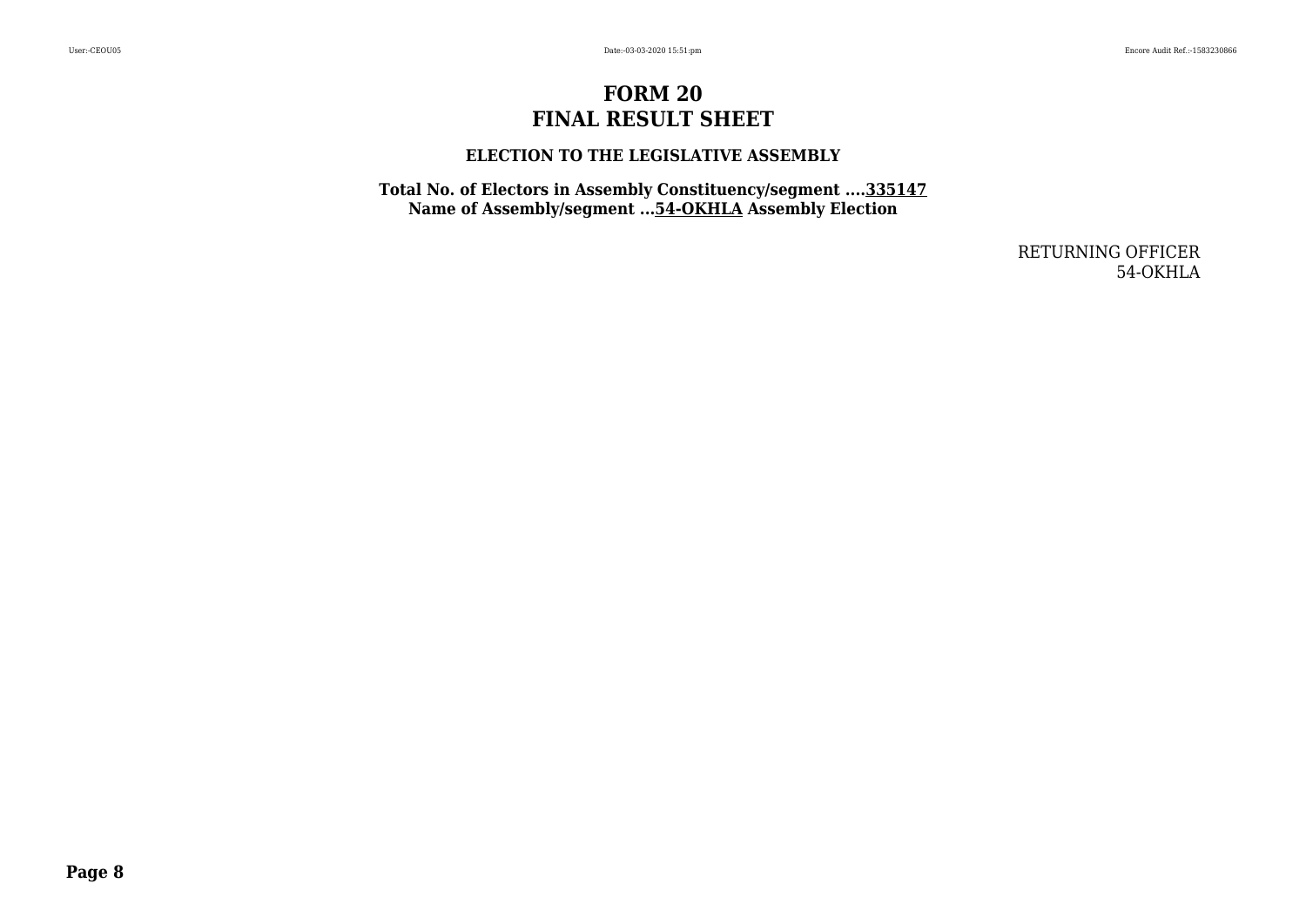# FORM 20
# FINAL RESULT SHEET

### ELECTION TO THE LEGISLATIVE ASSEMBLY

**Total No. of Electors in Assembly Constituency/segment ....335147**
**Name of Assembly/segment ...54-OKHLA Assembly Election**

RETURNING OFFICER
54-OKHLA